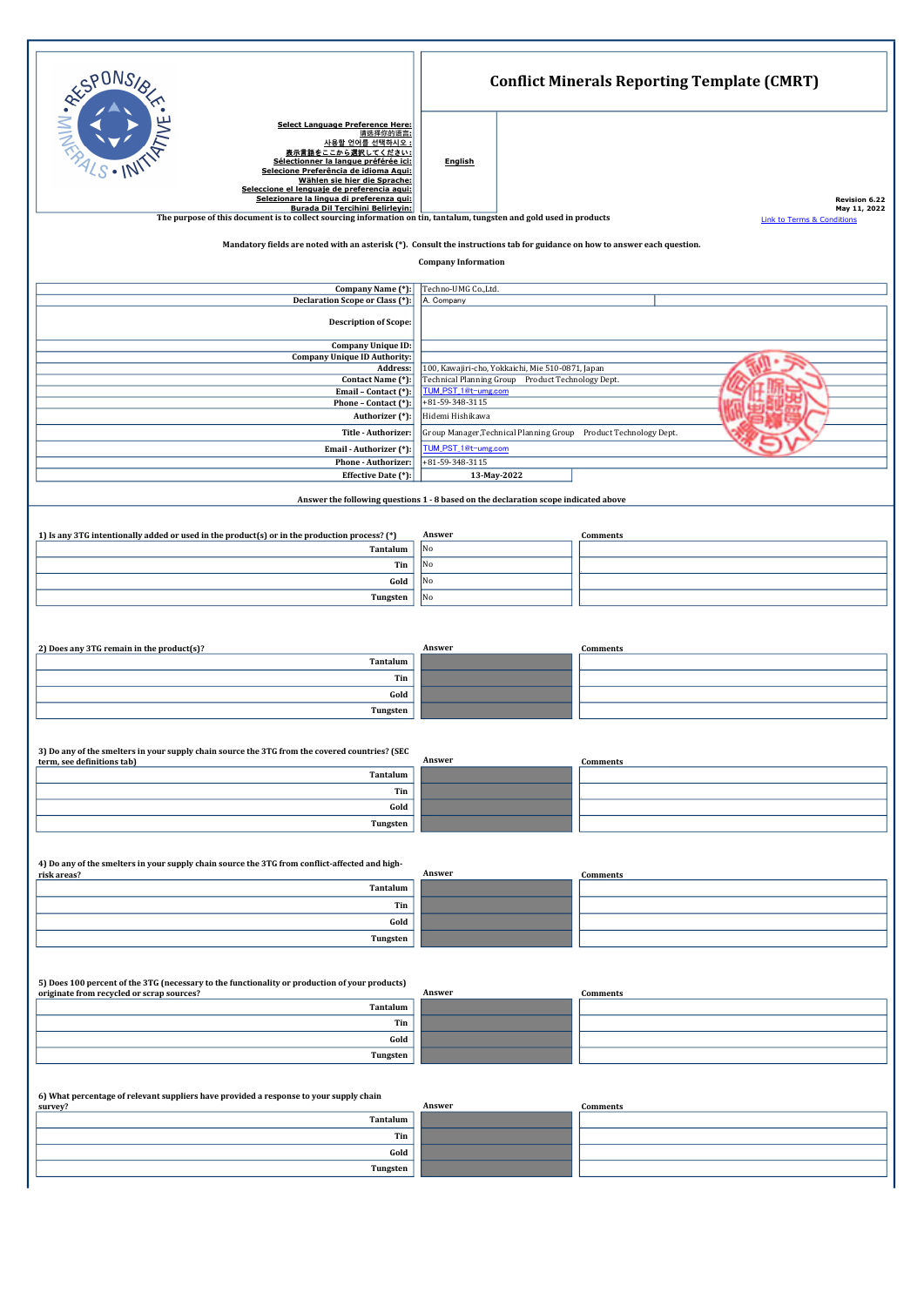Select Language Preference Here:
请选择你的语言:
사용할 언어를 선택하시오 :
表示言語をここから選択してください:
Sélectionner la langue préférée ici:
Selecione Preferência de idioma Aqui:
Wählen sie hier die Sprache:
Seleccione el lenguaje de preferencia aqui:
Selezionare la lingua di preferenza qui:
Burada Dil Tercihini Belirleyin:

English

# Conflict Minerals Reporting Template (CMRT)

Revision 6.22
May 11, 2022

Link to Terms & Conditions

The purpose of this document is to collect sourcing information on tin, tantalum, tungsten and gold used in products

Mandatory fields are noted with an asterisk (*). Consult the instructions tab for guidance on how to answer each question.

## Company Information

| Field | Value |
|---|---|
| Company Name (*): | Techno-UMG Co.,Ltd. |
| Declaration Scope or Class (*): | A. Company |
| Description of Scope: | |
| Company Unique ID: | |
| Company Unique ID Authority: | |
| Address: | 100, Kawajiri-cho, Yokkaichi, Mie 510-0871, Japan |
| Contact Name (*): | Technical Planning Group Product Technology Dept. |
| Email – Contact (*): | TUM_PST_1@t-umg.com |
| Phone – Contact (*): | +81-59-348-3115 |
| Authorizer (*): | Hidemi Hishikawa |
| Title - Authorizer: | Group Manager,Technical Planning Group Product Technology Dept. |
| Email - Authorizer (*): | TUM_PST_1@t-umg.com |
| Phone - Authorizer: | +81-59-348-3115 |
| Effective Date (*): | 13-May-2022 |

Answer the following questions 1 - 8 based on the declaration scope indicated above

1) Is any 3TG intentionally added or used in the product(s) or in the production process? (*)

| | Answer | Comments |
|---|---|---|
| Tantalum | No | |
| Tin | No | |
| Gold | No | |
| Tungsten | No | |

2) Does any 3TG remain in the product(s)?

| | Answer | Comments |
|---|---|---|
| Tantalum | | |
| Tin | | |
| Gold | | |
| Tungsten | | |

3) Do any of the smelters in your supply chain source the 3TG from the covered countries? (SEC term, see definitions tab)

| | Answer | Comments |
|---|---|---|
| Tantalum | | |
| Tin | | |
| Gold | | |
| Tungsten | | |

4) Do any of the smelters in your supply chain source the 3TG from conflict-affected and high-risk areas?

| | Answer | Comments |
|---|---|---|
| Tantalum | | |
| Tin | | |
| Gold | | |
| Tungsten | | |

5) Does 100 percent of the 3TG (necessary to the functionality or production of your products) originate from recycled or scrap sources?

| | Answer | Comments |
|---|---|---|
| Tantalum | | |
| Tin | | |
| Gold | | |
| Tungsten | | |

6) What percentage of relevant suppliers have provided a response to your supply chain survey?

| | Answer | Comments |
|---|---|---|
| Tantalum | | |
| Tin | | |
| Gold | | |
| Tungsten | | |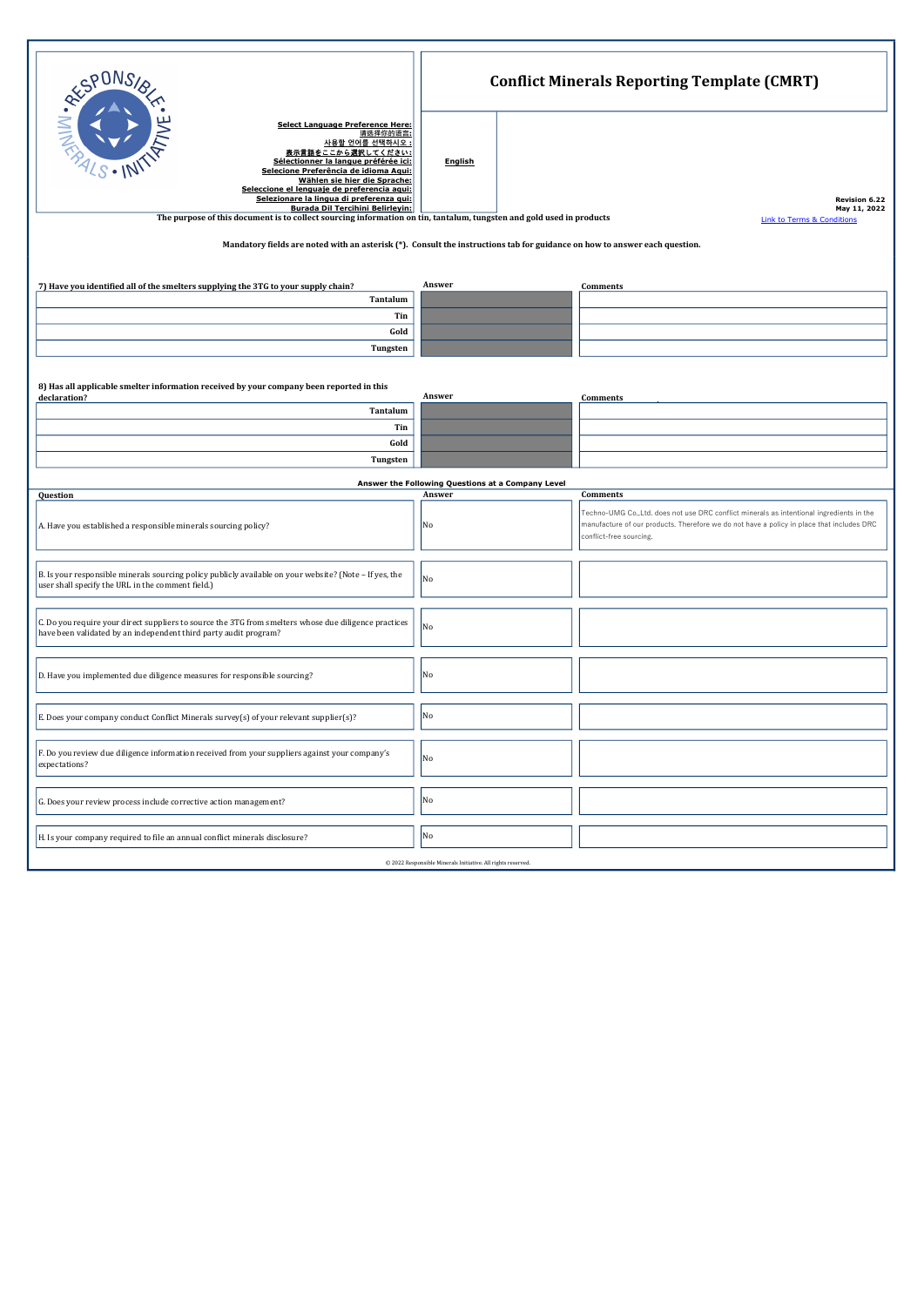# Conflict Minerals Reporting Template (CMRT)

Select Language Preference Here:
请选择你的语言:
사용할 언어를 선택하시오 :
表示言語をここから選択してください:
Sélectionner la langue préférée ici:
Selecione Preferência de idioma Aqui:
Wählen sie hier die Sprache:
Seleccione el lenguaje de preferencia aqui:
Selezionare la lingua di preferenza qui:
Burada Dil Tercihini Belirleyin:

English

Revision 6.22
May 11, 2022

The purpose of this document is to collect sourcing information on tin, tantalum, tungsten and gold used in products

Link to Terms & Conditions

Mandatory fields are noted with an asterisk (*). Consult the instructions tab for guidance on how to answer each question.

| 7) Have you identified all of the smelters supplying the 3TG to your supply chain? | Answer | Comments |
|---|---|---|
| Tantalum | | |
| Tin | | |
| Gold | | |
| Tungsten | | |

| 8) Has all applicable smelter information received by your company been reported in this declaration? | Answer | Comments |
|---|---|---|
| Tantalum | | |
| Tin | | |
| Gold | | |
| Tungsten | | |

**Answer the Following Questions at a Company Level**

| Question | Answer | Comments |
|---|---|---|
| A. Have you established a responsible minerals sourcing policy? | No | Techno-UMG Co.,Ltd. does not use DRC conflict minerals as intentional ingredients in the manufacture of our products. Therefore we do not have a policy in place that includes DRC conflict-free sourcing. |
| B. Is your responsible minerals sourcing policy publicly available on your website? (Note – If yes, the user shall specify the URL in the comment field.) | No | |
| C. Do you require your direct suppliers to source the 3TG from smelters whose due diligence practices have been validated by an independent third party audit program? | No | |
| D. Have you implemented due diligence measures for responsible sourcing? | No | |
| E. Does your company conduct Conflict Minerals survey(s) of your relevant supplier(s)? | No | |
| F. Do you review due diligence information received from your suppliers against your company's expectations? | No | |
| G. Does your review process include corrective action management? | No | |
| H. Is your company required to file an annual conflict minerals disclosure? | No | |

© 2022 Responsible Minerals Initiative. All rights reserved.